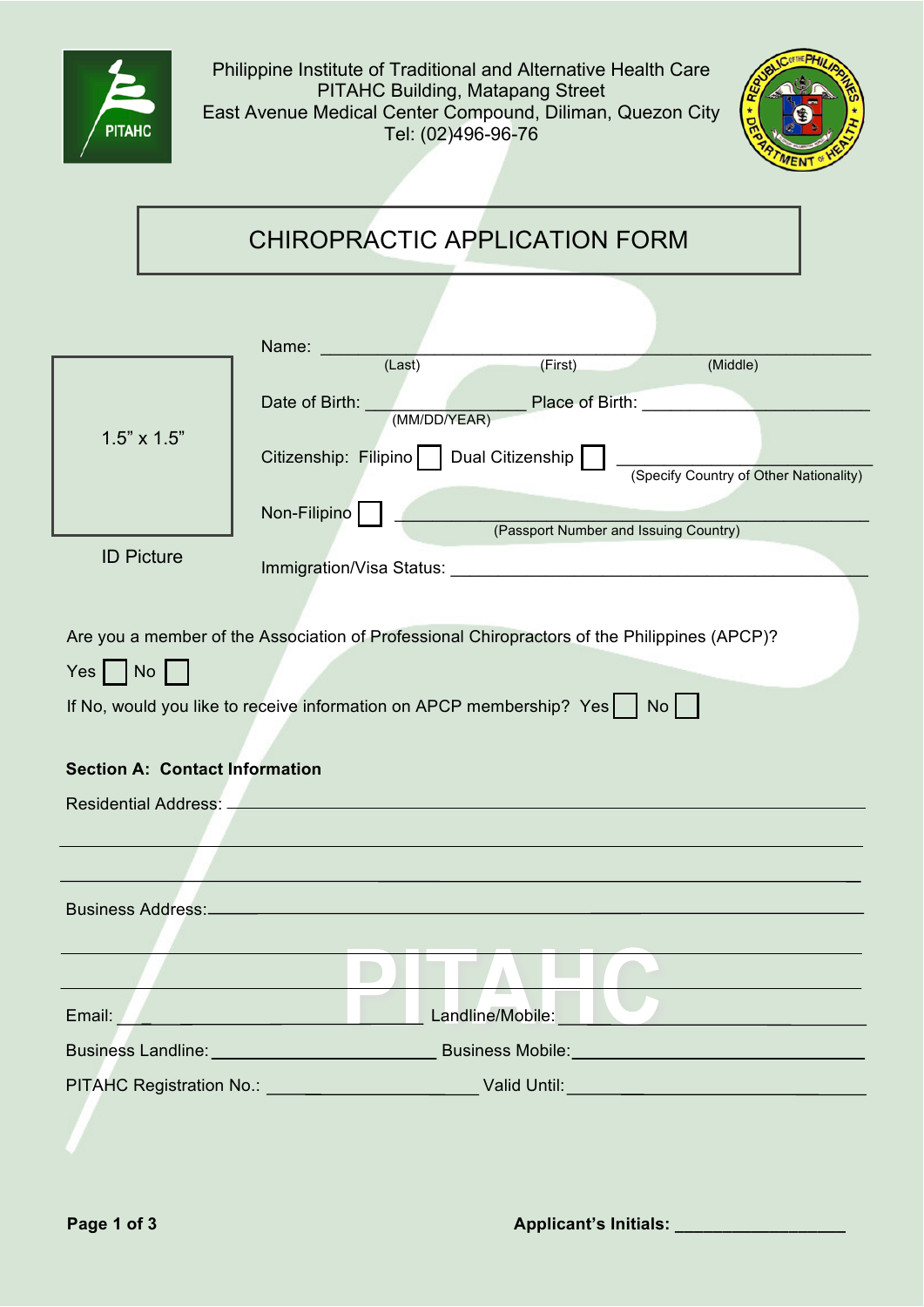Philippine Institute of Traditional and Alternative Health Care
PITAHC Building, Matapang Street
East Avenue Medical Center Compound, Diliman, Quezon City
Tel: (02)496-96-76

# CHIROPRACTIC APPLICATION FORM

1.5" x 1.5"

ID Picture

Name: ______________________________________________
(Last) (First) (Middle)

Date of Birth: ________________ Place of Birth: ______________________
(MM/DD/YEAR)

Citizenship: Filipino ☐ Dual Citizenship ☐ ______________________
(Specify Country of Other Nationality)

Non-Filipino ☐ ______________________________________
(Passport Number and Issuing Country)

Immigration/Visa Status: ______________________________________

Are you a member of the Association of Professional Chiropractors of the Philippines (APCP)?

Yes ☐ No ☐

If No, would you like to receive information on APCP membership? Yes ☐ No ☐

**Section A: Contact Information**

Residential Address: ______________________________________________

______________________________________________________________

______________________________________________________________

Business Address: ______________________________________________

______________________________________________________________

______________________________________________________________

Email: ____________________________ Landline/Mobile: ______________________

Business Landline: ______________________ Business Mobile: ______________________

PITAHC Registration No.: ______________________ Valid Until: ______________________

**Applicant's Initials: ________________**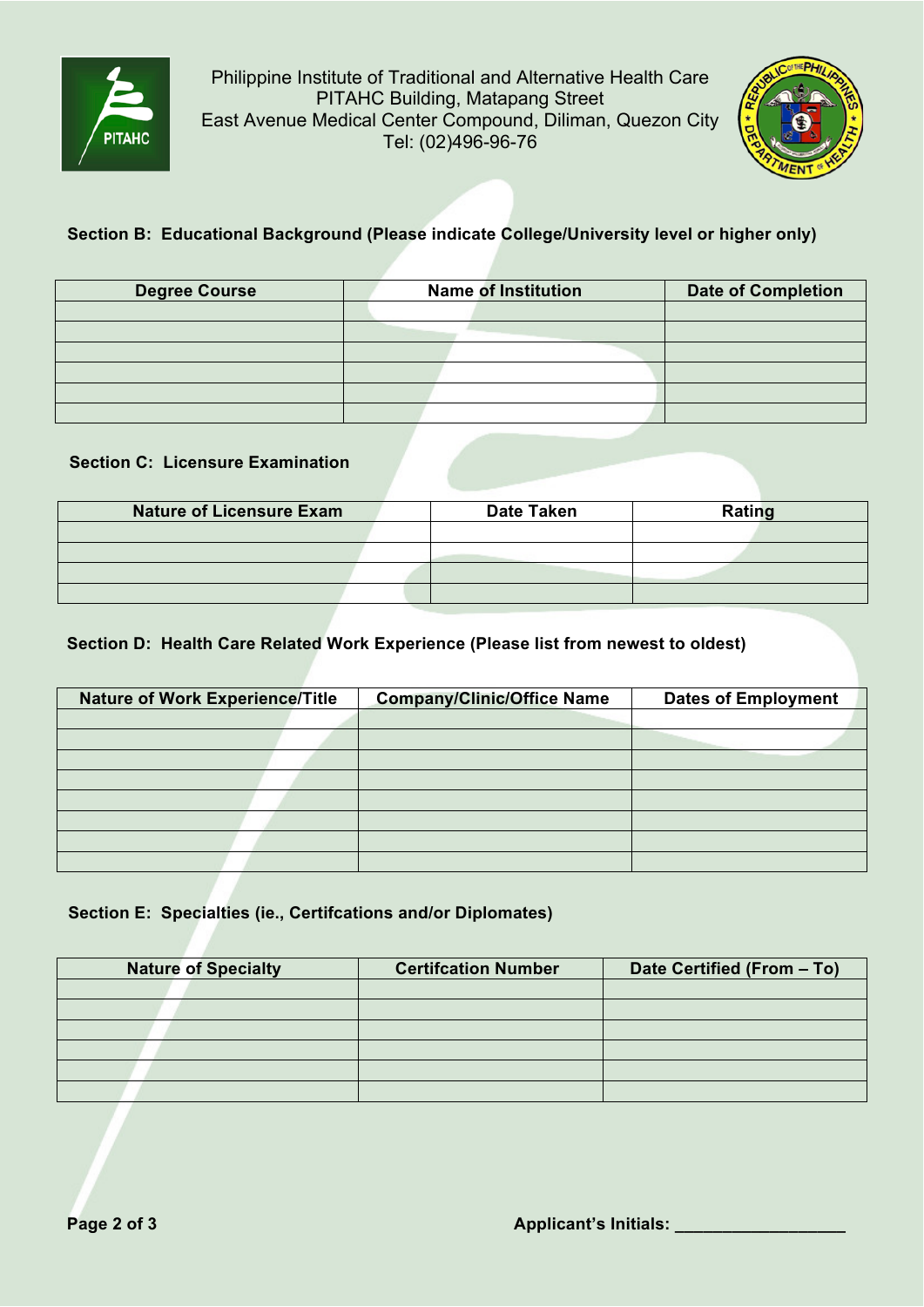Philippine Institute of Traditional and Alternative Health Care
PITAHC Building, Matapang Street
East Avenue Medical Center Compound, Diliman, Quezon City
Tel: (02)496-96-76

**Section B: Educational Background (Please indicate College/University level or higher only)**

| Degree Course | Name of Institution | Date of Completion |
|---|---|---|
| | | |
| | | |
| | | |
| | | |
| | | |
| | | |

**Section C: Licensure Examination**

| Nature of Licensure Exam | Date Taken | Rating |
|---|---|---|
| | | |
| | | |
| | | |
| | | |

**Section D: Health Care Related Work Experience (Please list from newest to oldest)**

| Nature of Work Experience/Title | Company/Clinic/Office Name | Dates of Employment |
|---|---|---|
| | | |
| | | |
| | | |
| | | |
| | | |
| | | |
| | | |
| | | |

**Section E: Specialties (ie., Certifcations and/or Diplomates)**

| Nature of Specialty | Certifcation Number | Date Certified (From – To) |
|---|---|---|
| | | |
| | | |
| | | |
| | | |
| | | |
| | | |

**Applicant's Initials: ___________________**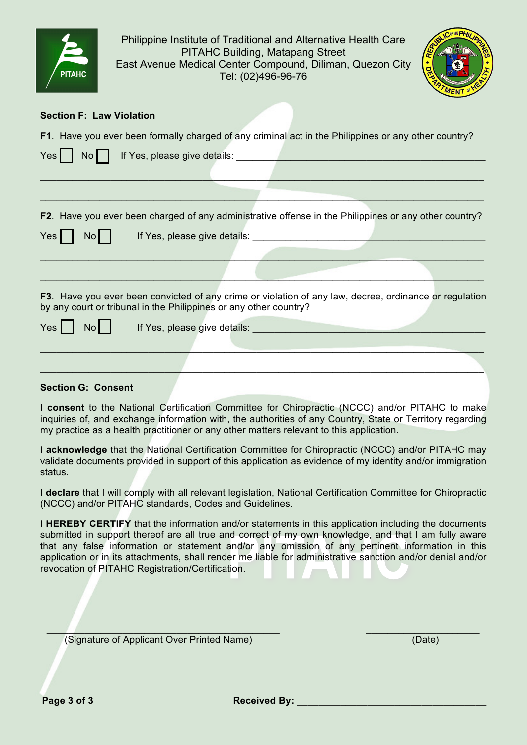Philippine Institute of Traditional and Alternative Health Care
PITAHC Building, Matapang Street
East Avenue Medical Center Compound, Diliman, Quezon City
Tel: (02)496-96-76

### Section F: Law Violation

**F1**. Have you ever been formally charged of any criminal act in the Philippines or any other country?

Yes ☐ No ☐ If Yes, please give details: ____________________________________________

_____________________________________________________________________________

_____________________________________________________________________________

**F2**. Have you ever been charged of any administrative offense in the Philippines or any other country?

Yes ☐ No ☐ If Yes, please give details: ____________________________________________

_____________________________________________________________________________

_____________________________________________________________________________

**F3**. Have you ever been convicted of any crime or violation of any law, decree, ordinance or regulation by any court or tribunal in the Philippines or any other country?

Yes ☐ No ☐ If Yes, please give details: ____________________________________________

_____________________________________________________________________________

_____________________________________________________________________________

### Section G: Consent

**I consent** to the National Certification Committee for Chiropractic (NCCC) and/or PITAHC to make inquiries of, and exchange information with, the authorities of any Country, State or Territory regarding my practice as a health practitioner or any other matters relevant to this application.

**I acknowledge** that the National Certification Committee for Chiropractic (NCCC) and/or PITAHC may validate documents provided in support of this application as evidence of my identity and/or immigration status.

**I declare** that I will comply with all relevant legislation, National Certification Committee for Chiropractic (NCCC) and/or PITAHC standards, Codes and Guidelines.

**I HEREBY CERTIFY** that the information and/or statements in this application including the documents submitted in support thereof are all true and correct of my own knowledge, and that I am fully aware that any false information or statement and/or any omission of any pertinent information in this application or in its attachments, shall render me liable for administrative sanction and/or denial and/or revocation of PITAHC Registration/Certification.

__________________________________________ ____________________

(Signature of Applicant Over Printed Name) (Date)

**Received By: ___________________________________**